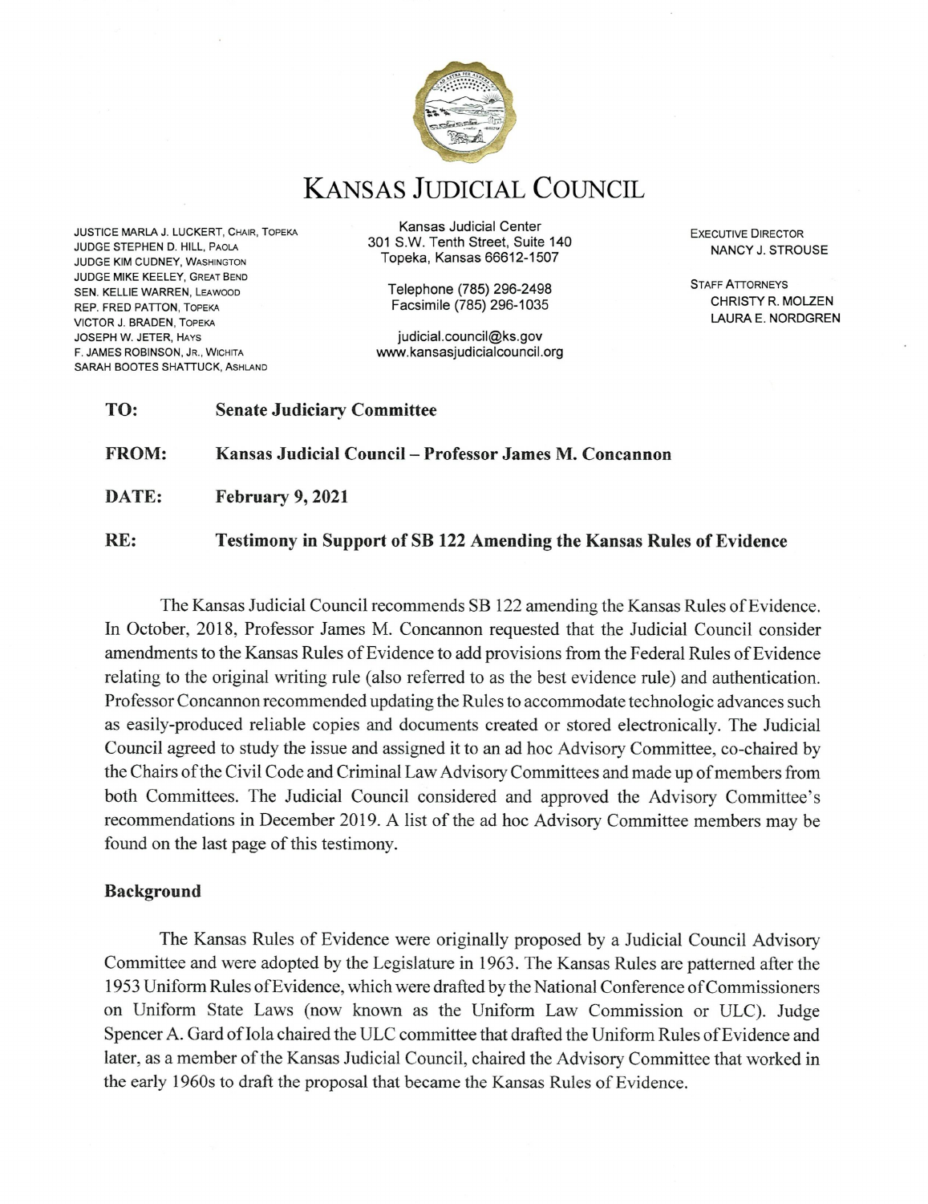# KANSAS JUDICIAL COUNCIL

JUSTICE MARLA J. LUCKERT, CHAIR, TOPEKA
JUDGE STEPHEN D. HILL, PAOLA
JUDGE KIM CUDNEY, WASHINGTON
JUDGE MIKE KEELEY, GREAT BEND
SEN. KELLIE WARREN, LEAWOOD
REP. FRED PATTON, TOPEKA
VICTOR J. BRADEN, TOPEKA
JOSEPH W. JETER, HAYS
F. JAMES ROBINSON, JR., WICHITA
SARAH BOOTES SHATTUCK, ASHLAND

Kansas Judicial Center
301 S.W. Tenth Street, Suite 140
Topeka, Kansas 66612-1507

Telephone (785) 296-2498
Facsimile (785) 296-1035

judicial.council@ks.gov
www.kansasjudicialcouncil.org

EXECUTIVE DIRECTOR
NANCY J. STROUSE

STAFF ATTORNEYS
CHRISTY R. MOLZEN
LAURA E. NORDGREN

**TO:** **Senate Judiciary Committee**

**FROM:** **Kansas Judicial Council – Professor James M. Concannon**

**DATE:** **February 9, 2021**

**RE:** **Testimony in Support of SB 122 Amending the Kansas Rules of Evidence**

The Kansas Judicial Council recommends SB 122 amending the Kansas Rules of Evidence. In October, 2018, Professor James M. Concannon requested that the Judicial Council consider amendments to the Kansas Rules of Evidence to add provisions from the Federal Rules of Evidence relating to the original writing rule (also referred to as the best evidence rule) and authentication. Professor Concannon recommended updating the Rules to accommodate technologic advances such as easily-produced reliable copies and documents created or stored electronically. The Judicial Council agreed to study the issue and assigned it to an ad hoc Advisory Committee, co-chaired by the Chairs of the Civil Code and Criminal Law Advisory Committees and made up of members from both Committees. The Judicial Council considered and approved the Advisory Committee's recommendations in December 2019. A list of the ad hoc Advisory Committee members may be found on the last page of this testimony.

## Background

The Kansas Rules of Evidence were originally proposed by a Judicial Council Advisory Committee and were adopted by the Legislature in 1963. The Kansas Rules are patterned after the 1953 Uniform Rules of Evidence, which were drafted by the National Conference of Commissioners on Uniform State Laws (now known as the Uniform Law Commission or ULC). Judge Spencer A. Gard of Iola chaired the ULC committee that drafted the Uniform Rules of Evidence and later, as a member of the Kansas Judicial Council, chaired the Advisory Committee that worked in the early 1960s to draft the proposal that became the Kansas Rules of Evidence.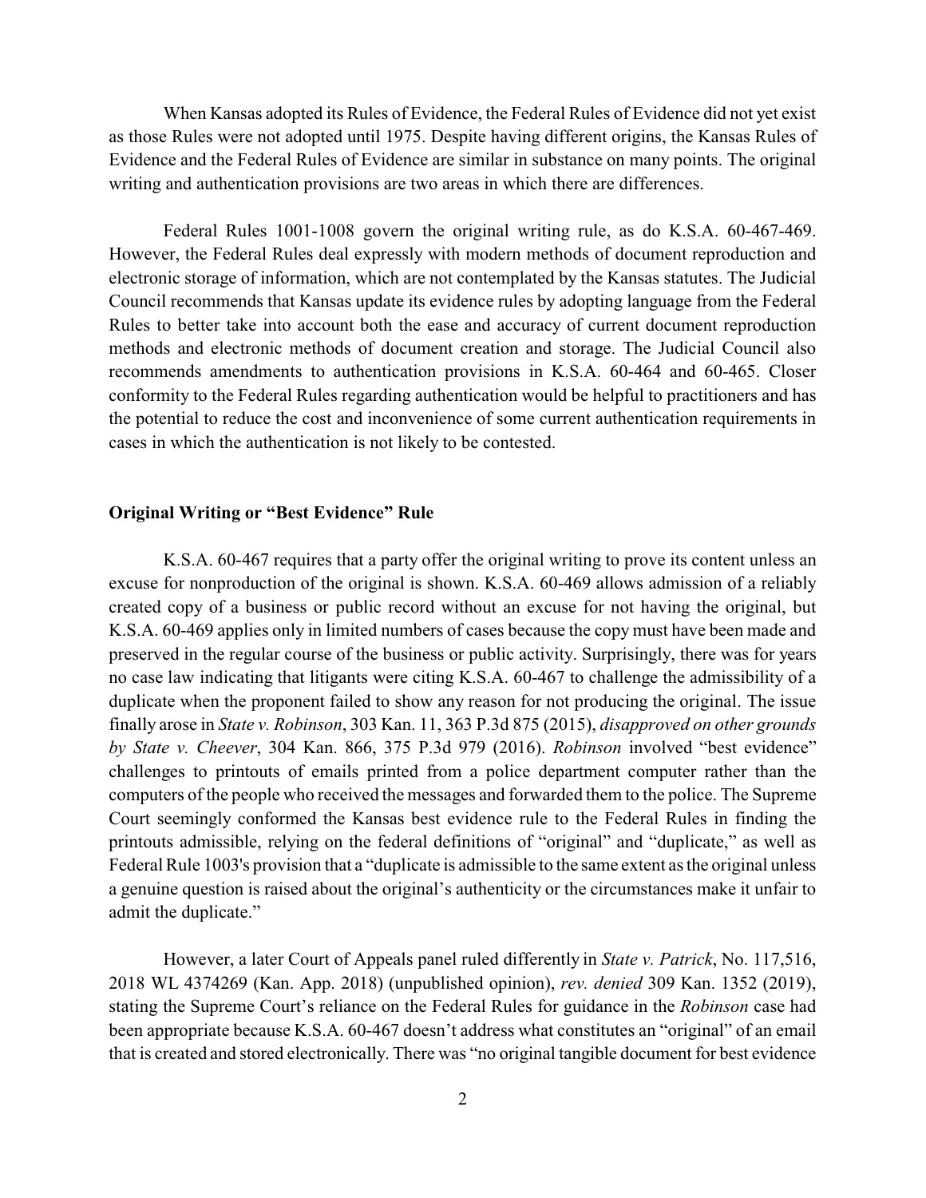When Kansas adopted its Rules of Evidence, the Federal Rules of Evidence did not yet exist as those Rules were not adopted until 1975. Despite having different origins, the Kansas Rules of Evidence and the Federal Rules of Evidence are similar in substance on many points. The original writing and authentication provisions are two areas in which there are differences.

Federal Rules 1001-1008 govern the original writing rule, as do K.S.A. 60-467-469. However, the Federal Rules deal expressly with modern methods of document reproduction and electronic storage of information, which are not contemplated by the Kansas statutes. The Judicial Council recommends that Kansas update its evidence rules by adopting language from the Federal Rules to better take into account both the ease and accuracy of current document reproduction methods and electronic methods of document creation and storage. The Judicial Council also recommends amendments to authentication provisions in K.S.A. 60-464 and 60-465. Closer conformity to the Federal Rules regarding authentication would be helpful to practitioners and has the potential to reduce the cost and inconvenience of some current authentication requirements in cases in which the authentication is not likely to be contested.

**Original Writing or "Best Evidence" Rule**

K.S.A. 60-467 requires that a party offer the original writing to prove its content unless an excuse for nonproduction of the original is shown. K.S.A. 60-469 allows admission of a reliably created copy of a business or public record without an excuse for not having the original, but K.S.A. 60-469 applies only in limited numbers of cases because the copy must have been made and preserved in the regular course of the business or public activity. Surprisingly, there was for years no case law indicating that litigants were citing K.S.A. 60-467 to challenge the admissibility of a duplicate when the proponent failed to show any reason for not producing the original. The issue finally arose in *State v. Robinson*, 303 Kan. 11, 363 P.3d 875 (2015), *disapproved on other grounds by State v. Cheever*, 304 Kan. 866, 375 P.3d 979 (2016). *Robinson* involved "best evidence" challenges to printouts of emails printed from a police department computer rather than the computers of the people who received the messages and forwarded them to the police. The Supreme Court seemingly conformed the Kansas best evidence rule to the Federal Rules in finding the printouts admissible, relying on the federal definitions of "original" and "duplicate," as well as Federal Rule 1003's provision that a "duplicate is admissible to the same extent as the original unless a genuine question is raised about the original's authenticity or the circumstances make it unfair to admit the duplicate."

However, a later Court of Appeals panel ruled differently in *State v. Patrick*, No. 117,516, 2018 WL 4374269 (Kan. App. 2018) (unpublished opinion), *rev. denied* 309 Kan. 1352 (2019), stating the Supreme Court's reliance on the Federal Rules for guidance in the *Robinson* case had been appropriate because K.S.A. 60-467 doesn't address what constitutes an "original" of an email that is created and stored electronically. There was "no original tangible document for best evidence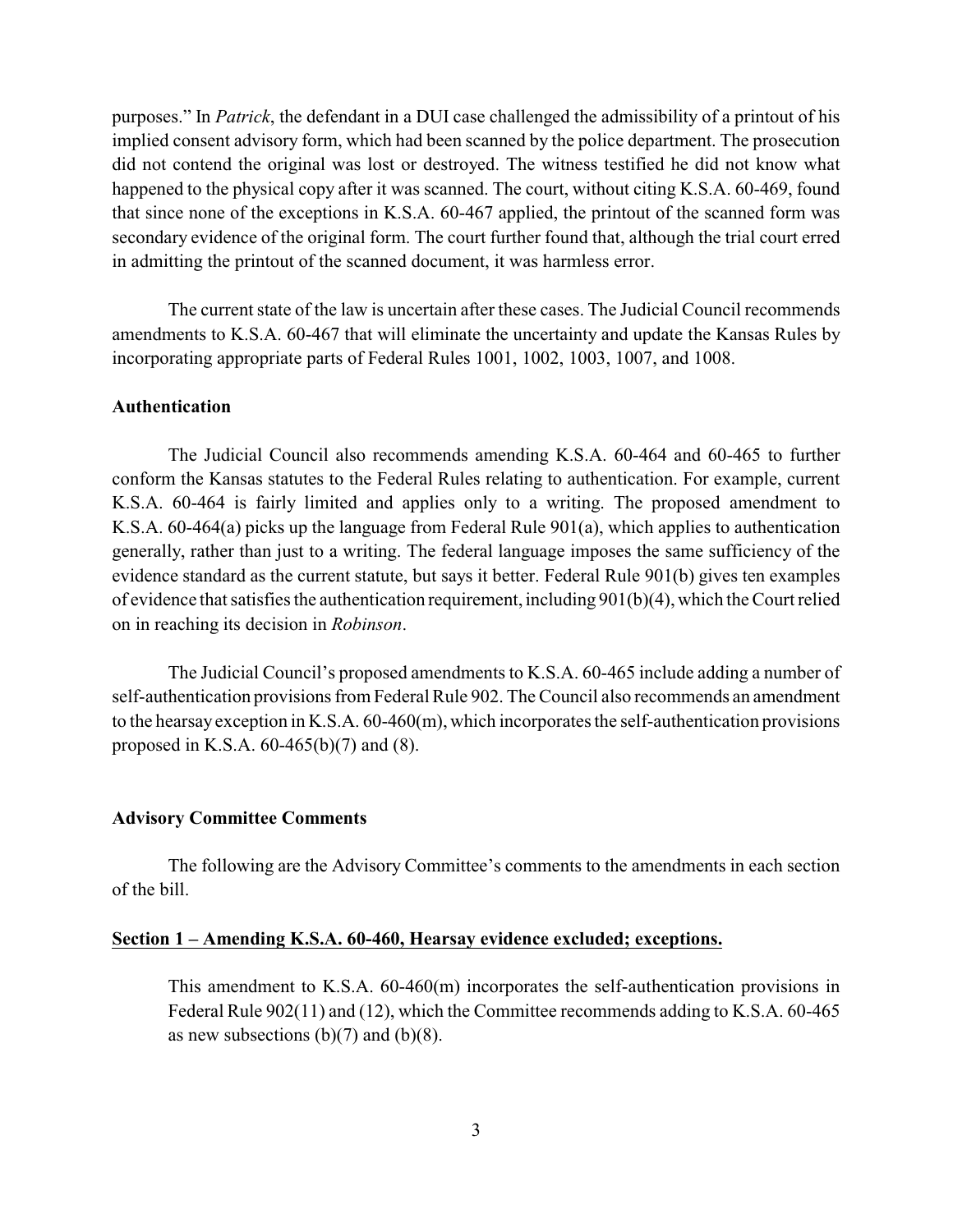purposes." In *Patrick*, the defendant in a DUI case challenged the admissibility of a printout of his implied consent advisory form, which had been scanned by the police department. The prosecution did not contend the original was lost or destroyed. The witness testified he did not know what happened to the physical copy after it was scanned. The court, without citing K.S.A. 60-469, found that since none of the exceptions in K.S.A. 60-467 applied, the printout of the scanned form was secondary evidence of the original form. The court further found that, although the trial court erred in admitting the printout of the scanned document, it was harmless error.

The current state of the law is uncertain after these cases. The Judicial Council recommends amendments to K.S.A. 60-467 that will eliminate the uncertainty and update the Kansas Rules by incorporating appropriate parts of Federal Rules 1001, 1002, 1003, 1007, and 1008.

**Authentication**

The Judicial Council also recommends amending K.S.A. 60-464 and 60-465 to further conform the Kansas statutes to the Federal Rules relating to authentication. For example, current K.S.A. 60-464 is fairly limited and applies only to a writing. The proposed amendment to K.S.A. 60-464(a) picks up the language from Federal Rule 901(a), which applies to authentication generally, rather than just to a writing. The federal language imposes the same sufficiency of the evidence standard as the current statute, but says it better. Federal Rule 901(b) gives ten examples of evidence that satisfies the authentication requirement, including 901(b)(4), which the Court relied on in reaching its decision in *Robinson*.

The Judicial Council's proposed amendments to K.S.A. 60-465 include adding a number of self-authentication provisions from Federal Rule 902. The Council also recommends an amendment to the hearsay exception in K.S.A. 60-460(m), which incorporates the self-authentication provisions proposed in K.S.A. 60-465(b)(7) and (8).

**Advisory Committee Comments**

The following are the Advisory Committee's comments to the amendments in each section of the bill.

**Section 1 – Amending K.S.A. 60-460, Hearsay evidence excluded; exceptions.**

This amendment to K.S.A. 60-460(m) incorporates the self-authentication provisions in Federal Rule 902(11) and (12), which the Committee recommends adding to K.S.A. 60-465 as new subsections (b)(7) and (b)(8).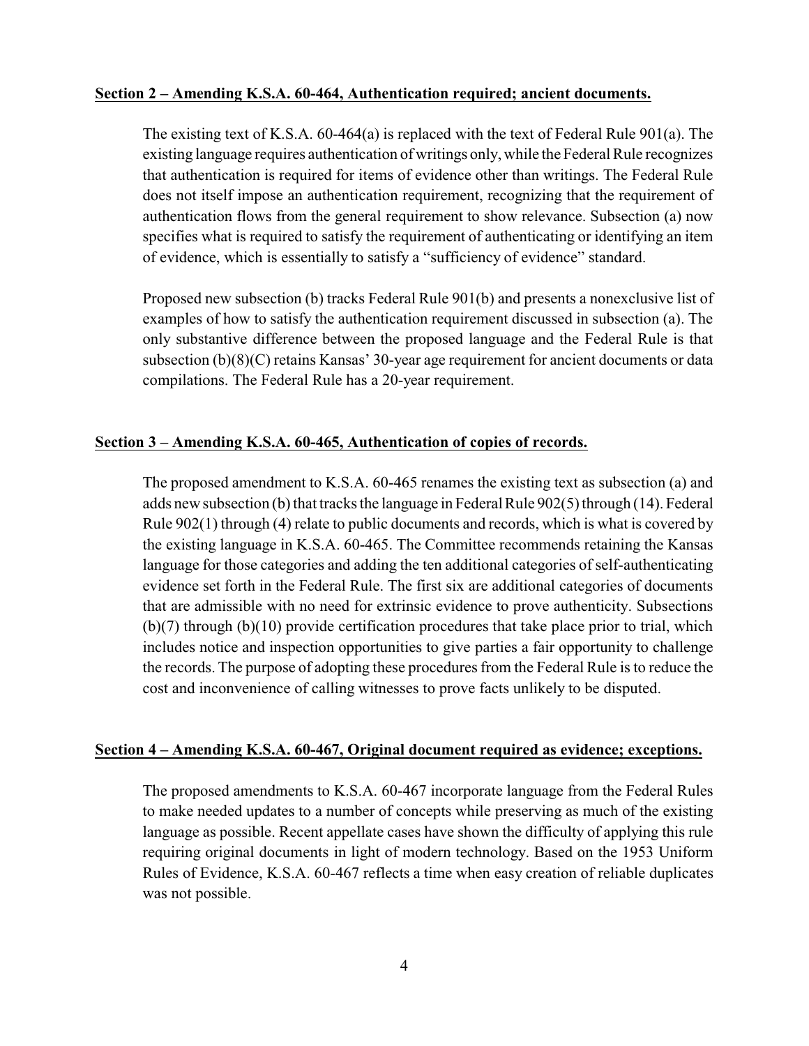**Section 2 – Amending K.S.A. 60-464, Authentication required; ancient documents.**

The existing text of K.S.A. 60-464(a) is replaced with the text of Federal Rule 901(a). The existing language requires authentication of writings only, while the Federal Rule recognizes that authentication is required for items of evidence other than writings. The Federal Rule does not itself impose an authentication requirement, recognizing that the requirement of authentication flows from the general requirement to show relevance. Subsection (a) now specifies what is required to satisfy the requirement of authenticating or identifying an item of evidence, which is essentially to satisfy a "sufficiency of evidence" standard.

Proposed new subsection (b) tracks Federal Rule 901(b) and presents a nonexclusive list of examples of how to satisfy the authentication requirement discussed in subsection (a). The only substantive difference between the proposed language and the Federal Rule is that subsection (b)(8)(C) retains Kansas' 30-year age requirement for ancient documents or data compilations. The Federal Rule has a 20-year requirement.

**Section 3 – Amending K.S.A. 60-465, Authentication of copies of records.**

The proposed amendment to K.S.A. 60-465 renames the existing text as subsection (a) and adds new subsection (b) that tracks the language in Federal Rule 902(5) through (14). Federal Rule 902(1) through (4) relate to public documents and records, which is what is covered by the existing language in K.S.A. 60-465. The Committee recommends retaining the Kansas language for those categories and adding the ten additional categories of self-authenticating evidence set forth in the Federal Rule. The first six are additional categories of documents that are admissible with no need for extrinsic evidence to prove authenticity. Subsections (b)(7) through (b)(10) provide certification procedures that take place prior to trial, which includes notice and inspection opportunities to give parties a fair opportunity to challenge the records. The purpose of adopting these procedures from the Federal Rule is to reduce the cost and inconvenience of calling witnesses to prove facts unlikely to be disputed.

**Section 4 – Amending K.S.A. 60-467, Original document required as evidence; exceptions.**

The proposed amendments to K.S.A. 60-467 incorporate language from the Federal Rules to make needed updates to a number of concepts while preserving as much of the existing language as possible. Recent appellate cases have shown the difficulty of applying this rule requiring original documents in light of modern technology. Based on the 1953 Uniform Rules of Evidence, K.S.A. 60-467 reflects a time when easy creation of reliable duplicates was not possible.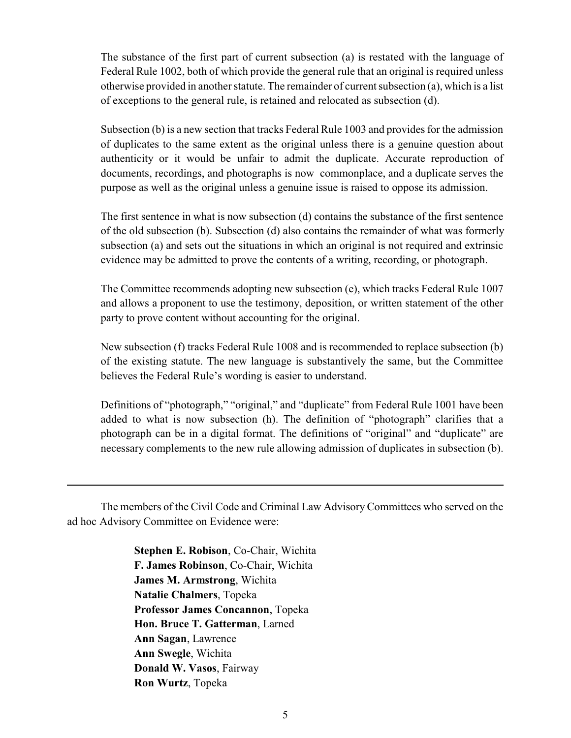The substance of the first part of current subsection (a) is restated with the language of Federal Rule 1002, both of which provide the general rule that an original is required unless otherwise provided in another statute. The remainder of current subsection (a), which is a list of exceptions to the general rule, is retained and relocated as subsection (d).

Subsection (b) is a new section that tracks Federal Rule 1003 and provides for the admission of duplicates to the same extent as the original unless there is a genuine question about authenticity or it would be unfair to admit the duplicate. Accurate reproduction of documents, recordings, and photographs is now commonplace, and a duplicate serves the purpose as well as the original unless a genuine issue is raised to oppose its admission.

The first sentence in what is now subsection (d) contains the substance of the first sentence of the old subsection (b). Subsection (d) also contains the remainder of what was formerly subsection (a) and sets out the situations in which an original is not required and extrinsic evidence may be admitted to prove the contents of a writing, recording, or photograph.

The Committee recommends adopting new subsection (e), which tracks Federal Rule 1007 and allows a proponent to use the testimony, deposition, or written statement of the other party to prove content without accounting for the original.

New subsection (f) tracks Federal Rule 1008 and is recommended to replace subsection (b) of the existing statute. The new language is substantively the same, but the Committee believes the Federal Rule's wording is easier to understand.

Definitions of "photograph," "original," and "duplicate" from Federal Rule 1001 have been added to what is now subsection (h). The definition of "photograph" clarifies that a photograph can be in a digital format. The definitions of "original" and "duplicate" are necessary complements to the new rule allowing admission of duplicates in subsection (b).

---

The members of the Civil Code and Criminal Law Advisory Committees who served on the ad hoc Advisory Committee on Evidence were:

**Stephen E. Robison**, Co-Chair, Wichita
**F. James Robinson**, Co-Chair, Wichita
**James M. Armstrong**, Wichita
**Natalie Chalmers**, Topeka
**Professor James Concannon**, Topeka
**Hon. Bruce T. Gatterman**, Larned
**Ann Sagan**, Lawrence
**Ann Swegle**, Wichita
**Donald W. Vasos**, Fairway
**Ron Wurtz**, Topeka